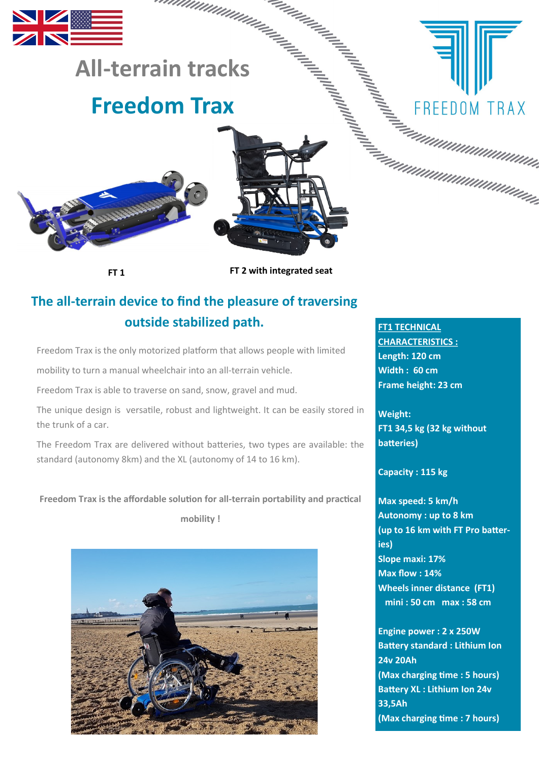# All-terrain tracks

# Freedom Trax

FREEDOM TRAX

FT 1

FT 2 with integrated seat

## The all-terrain device to find the pleasure of traversing outside stabilized path.

Freedom Trax is the only motorized platform that allows people with limited mobility to turn a manual wheelchair into an all-terrain vehicle.

Freedom Trax is able to traverse on sand, snow, gravel and mud.

The unique design is versatile, robust and lightweight. It can be easily stored in the trunk of a car.

The Freedom Trax are delivered without batteries, two types are available: the standard (autonomy 8km) and the XL (autonomy of 14 to 16 km).

**Freedom Trax is the affordable solution for all-terrain portability and practical mobility !**

**FT1 TECHNICAL CHARACTERISTICS :**

**Length: 120 cm**
**Width : 60 cm**
**Frame height: 23 cm**

**Weight:**
**FT1 34,5 kg (32 kg without batteries)**

**Capacity : 115 kg**

**Max speed: 5 km/h**
**Autonomy : up to 8 km**
**(up to 16 km with FT Pro batteries)**
**Slope maxi: 17%**
**Max flow : 14%**
**Wheels inner distance (FT1)**
**mini : 50 cm max : 58 cm**

**Engine power : 2 x 250W**
**Battery standard : Lithium Ion 24v 20Ah**
**(Max charging time : 5 hours)**
**Battery XL : Lithium Ion 24v 33,5Ah**
**(Max charging time : 7 hours)**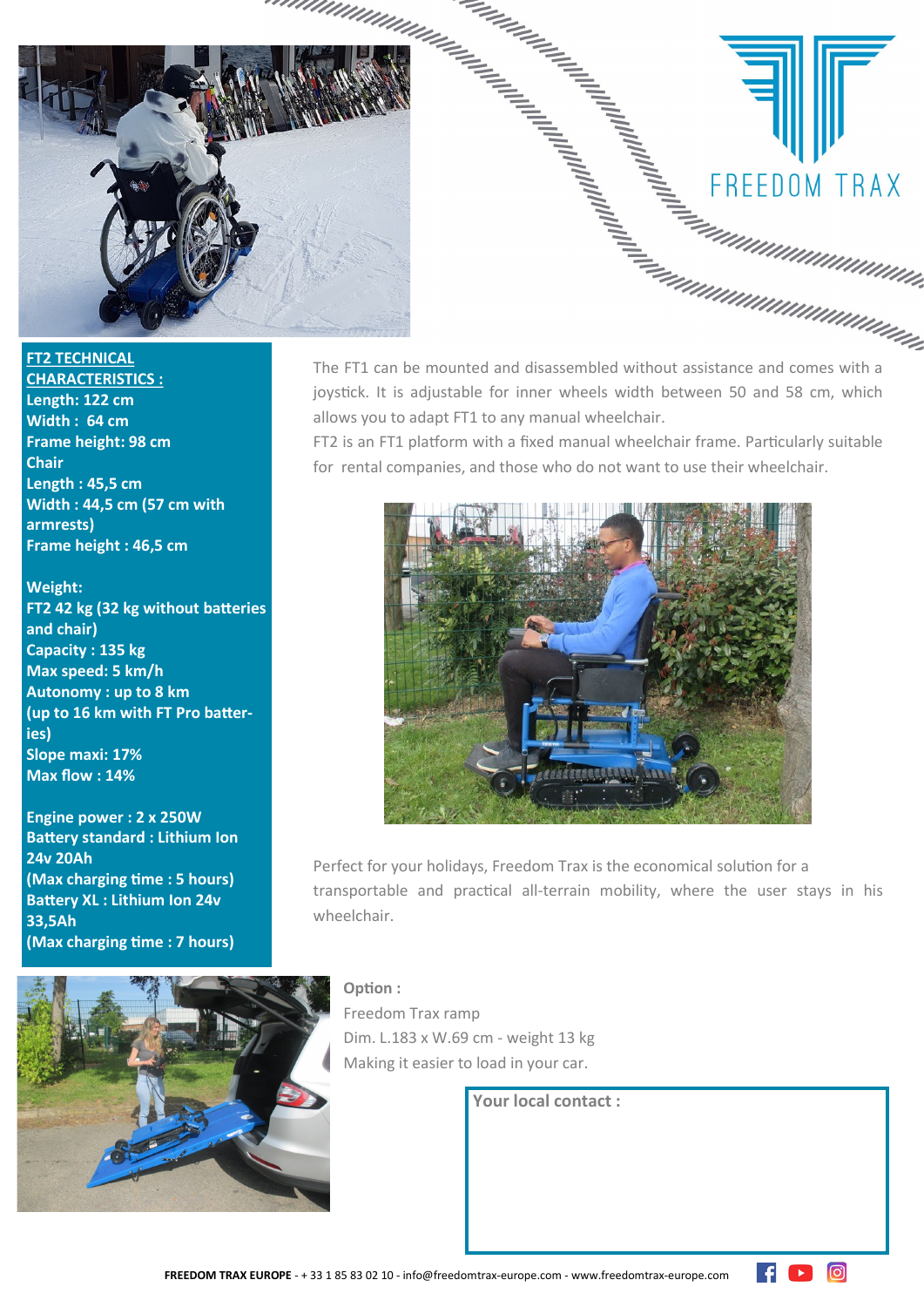FREEDOM TRAX

**FT2 TECHNICAL CHARACTERISTICS :**

**Length: 122 cm**
**Width : 64 cm**
**Frame height: 98 cm**
**Chair**
**Length : 45,5 cm**
**Width : 44,5 cm (57 cm with armrests)**
**Frame height : 46,5 cm**

**Weight:**
**FT2 42 kg (32 kg without batteries and chair)**
**Capacity : 135 kg**
**Max speed: 5 km/h**
**Autonomy : up to 8 km (up to 16 km with FT Pro batteries)**
**Slope maxi: 17%**
**Max flow : 14%**

**Engine power : 2 x 250W**
**Battery standard : Lithium Ion 24v 20Ah**
**(Max charging time : 5 hours)**
**Battery XL : Lithium Ion 24v 33,5Ah**
**(Max charging time : 7 hours)**

The FT1 can be mounted and disassembled without assistance and comes with a joystick. It is adjustable for inner wheels width between 50 and 58 cm, which allows you to adapt FT1 to any manual wheelchair.

FT2 is an FT1 platform with a fixed manual wheelchair frame. Particularly suitable for rental companies, and those who do not want to use their wheelchair.

Perfect for your holidays, Freedom Trax is the economical solution for a transportable and practical all-terrain mobility, where the user stays in his wheelchair.

**Option :**

Freedom Trax ramp
Dim. L.183 x W.69 cm - weight 13 kg
Making it easier to load in your car.

**Your local contact :**

**FREEDOM TRAX EUROPE** - + 33 1 85 83 02 10 - info@freedomtrax-europe.com - www.freedomtrax-europe.com